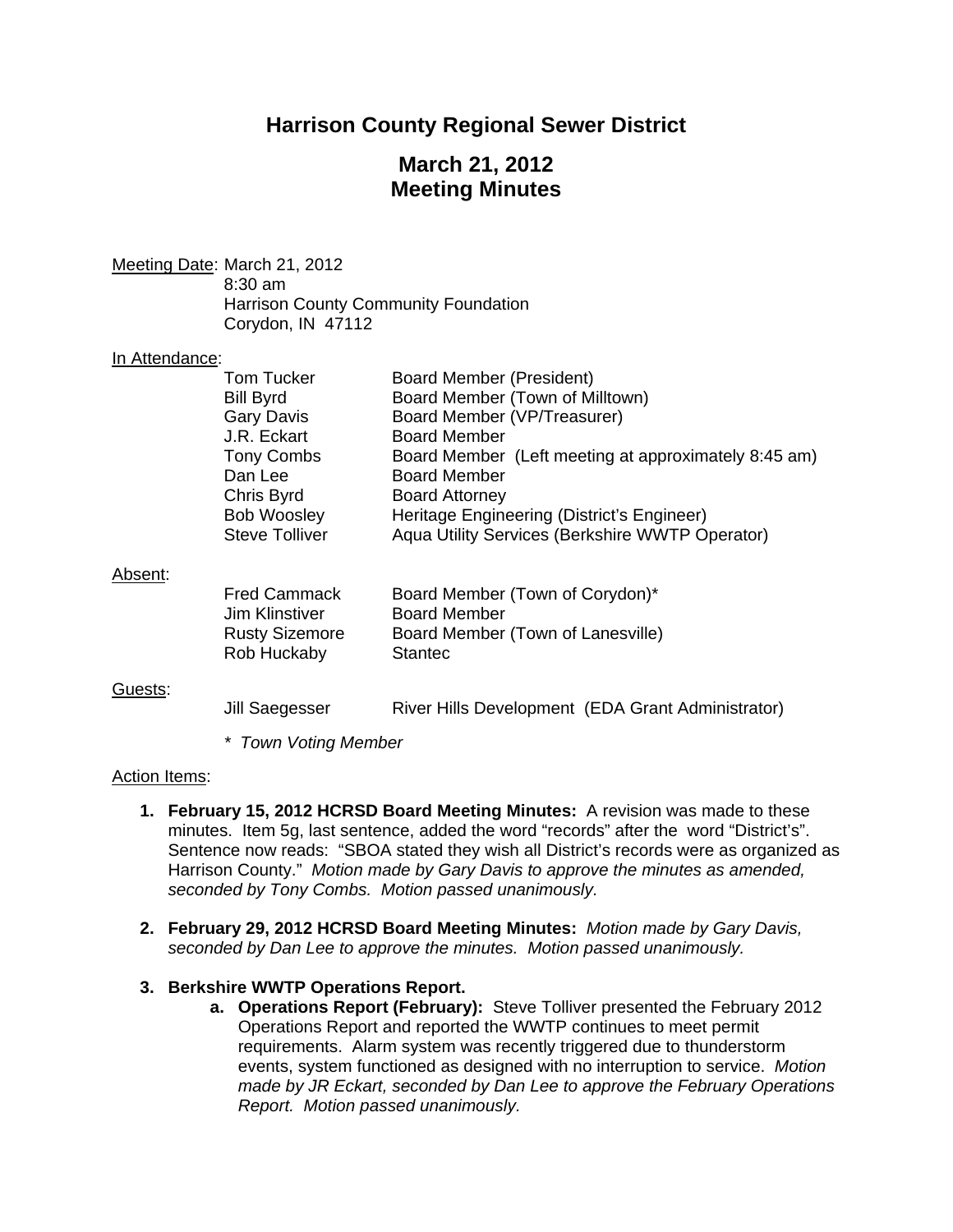# Harrison County Regional Sewer District

## March 21, 2012
## Meeting Minutes

Meeting Date: March 21, 2012
8:30 am
Harrison County Community Foundation
Corydon, IN 47112

In Attendance:

| | |
|---|---|
| Tom Tucker | Board Member (President) |
| Bill Byrd | Board Member (Town of Milltown) |
| Gary Davis | Board Member (VP/Treasurer) |
| J.R. Eckart | Board Member |
| Tony Combs | Board Member (Left meeting at approximately 8:45 am) |
| Dan Lee | Board Member |
| Chris Byrd | Board Attorney |
| Bob Woosley | Heritage Engineering (District's Engineer) |
| Steve Tolliver | Aqua Utility Services (Berkshire WWTP Operator) |

Absent:

| | |
|---|---|
| Fred Cammack | Board Member (Town of Corydon)* |
| Jim Klinstiver | Board Member |
| Rusty Sizemore | Board Member (Town of Lanesville) |
| Rob Huckaby | Stantec |

Guests:

| | |
|---|---|
| Jill Saegesser | River Hills Development (EDA Grant Administrator) |

*\* Town Voting Member*

Action Items:

1. **February 15, 2012 HCRSD Board Meeting Minutes:** A revision was made to these minutes. Item 5g, last sentence, added the word "records" after the word "District's". Sentence now reads: "SBOA stated they wish all District's records were as organized as Harrison County." *Motion made by Gary Davis to approve the minutes as amended, seconded by Tony Combs. Motion passed unanimously.*

2. **February 29, 2012 HCRSD Board Meeting Minutes:** *Motion made by Gary Davis, seconded by Dan Lee to approve the minutes. Motion passed unanimously.*

3. **Berkshire WWTP Operations Report.**
   a. **Operations Report (February):** Steve Tolliver presented the February 2012 Operations Report and reported the WWTP continues to meet permit requirements. Alarm system was recently triggered due to thunderstorm events, system functioned as designed with no interruption to service. *Motion made by JR Eckart, seconded by Dan Lee to approve the February Operations Report. Motion passed unanimously.*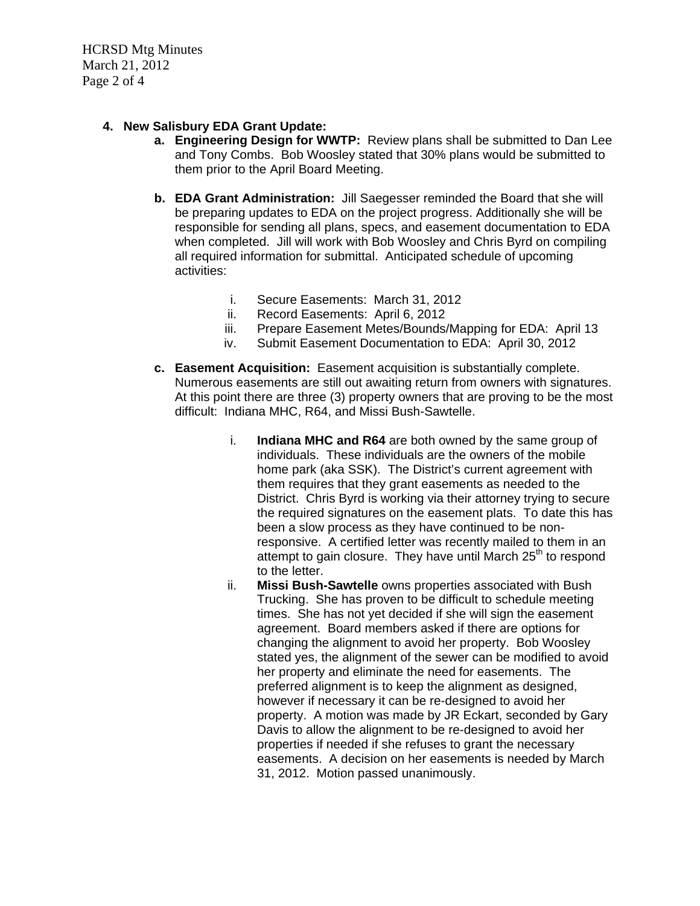4. **New Salisbury EDA Grant Update:**
   a. **Engineering Design for WWTP:** Review plans shall be submitted to Dan Lee and Tony Combs. Bob Woosley stated that 30% plans would be submitted to them prior to the April Board Meeting.

   b. **EDA Grant Administration:** Jill Saegesser reminded the Board that she will be preparing updates to EDA on the project progress. Additionally she will be responsible for sending all plans, specs, and easement documentation to EDA when completed. Jill will work with Bob Woosley and Chris Byrd on compiling all required information for submittal. Anticipated schedule of upcoming activities:

      i. Secure Easements: March 31, 2012
      ii. Record Easements: April 6, 2012
      iii. Prepare Easement Metes/Bounds/Mapping for EDA: April 13
      iv. Submit Easement Documentation to EDA: April 30, 2012

   c. **Easement Acquisition:** Easement acquisition is substantially complete. Numerous easements are still out awaiting return from owners with signatures. At this point there are three (3) property owners that are proving to be the most difficult: Indiana MHC, R64, and Missi Bush-Sawtelle.

      i. **Indiana MHC and R64** are both owned by the same group of individuals. These individuals are the owners of the mobile home park (aka SSK). The District's current agreement with them requires that they grant easements as needed to the District. Chris Byrd is working via their attorney trying to secure the required signatures on the easement plats. To date this has been a slow process as they have continued to be non-responsive. A certified letter was recently mailed to them in an attempt to gain closure. They have until March 25th to respond to the letter.
      ii. **Missi Bush-Sawtelle** owns properties associated with Bush Trucking. She has proven to be difficult to schedule meeting times. She has not yet decided if she will sign the easement agreement. Board members asked if there are options for changing the alignment to avoid her property. Bob Woosley stated yes, the alignment of the sewer can be modified to avoid her property and eliminate the need for easements. The preferred alignment is to keep the alignment as designed, however if necessary it can be re-designed to avoid her property. A motion was made by JR Eckart, seconded by Gary Davis to allow the alignment to be re-designed to avoid her properties if needed if she refuses to grant the necessary easements. A decision on her easements is needed by March 31, 2012. Motion passed unanimously.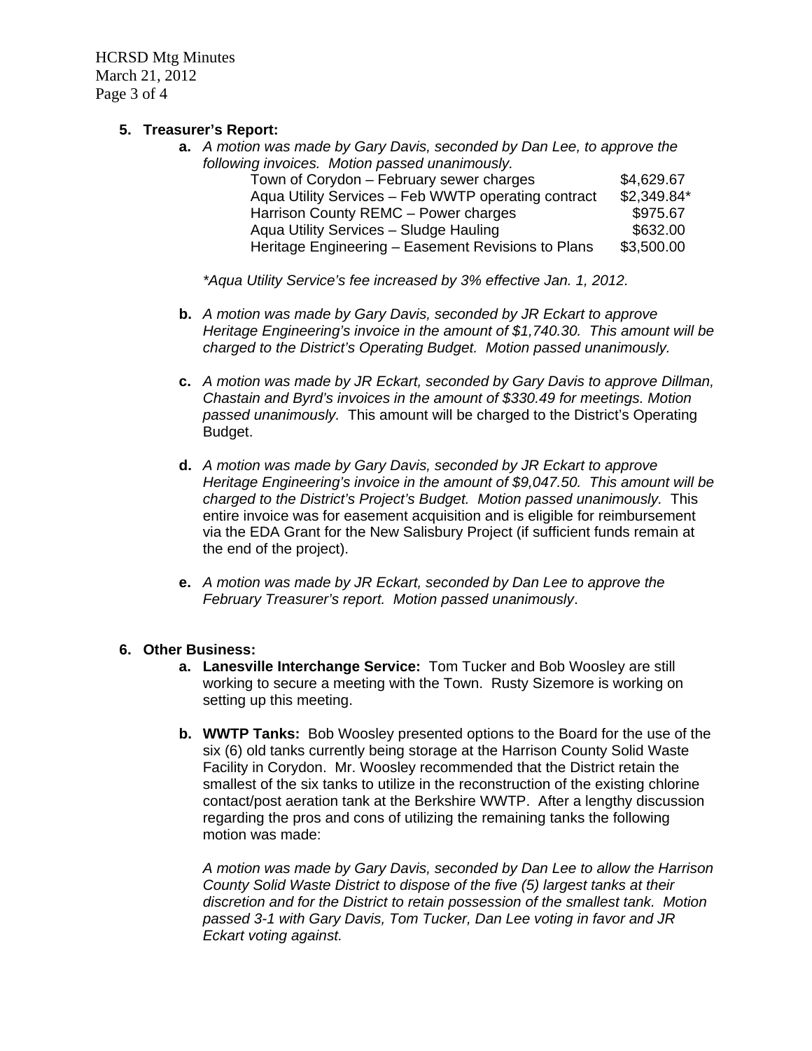5. **Treasurer's Report:**

   a. *A motion was made by Gary Davis, seconded by Dan Lee, to approve the following invoices. Motion passed unanimously.*

   | | |
   |---|---|
   | Town of Corydon – February sewer charges | $4,629.67 |
   | Aqua Utility Services – Feb WWTP operating contract | $2,349.84* |
   | Harrison County REMC – Power charges | $975.67 |
   | Aqua Utility Services – Sludge Hauling | $632.00 |
   | Heritage Engineering – Easement Revisions to Plans | $3,500.00 |

   *\*Aqua Utility Service's fee increased by 3% effective Jan. 1, 2012.*

   b. *A motion was made by Gary Davis, seconded by JR Eckart to approve Heritage Engineering's invoice in the amount of $1,740.30. This amount will be charged to the District's Operating Budget. Motion passed unanimously.*

   c. *A motion was made by JR Eckart, seconded by Gary Davis to approve Dillman, Chastain and Byrd's invoices in the amount of $330.49 for meetings. Motion passed unanimously.* This amount will be charged to the District's Operating Budget.

   d. *A motion was made by Gary Davis, seconded by JR Eckart to approve Heritage Engineering's invoice in the amount of $9,047.50. This amount will be charged to the District's Project's Budget. Motion passed unanimously.* This entire invoice was for easement acquisition and is eligible for reimbursement via the EDA Grant for the New Salisbury Project (if sufficient funds remain at the end of the project).

   e. *A motion was made by JR Eckart, seconded by Dan Lee to approve the February Treasurer's report. Motion passed unanimously*.

6. **Other Business:**

   a. **Lanesville Interchange Service:** Tom Tucker and Bob Woosley are still working to secure a meeting with the Town. Rusty Sizemore is working on setting up this meeting.

   b. **WWTP Tanks:** Bob Woosley presented options to the Board for the use of the six (6) old tanks currently being storage at the Harrison County Solid Waste Facility in Corydon. Mr. Woosley recommended that the District retain the smallest of the six tanks to utilize in the reconstruction of the existing chlorine contact/post aeration tank at the Berkshire WWTP. After a lengthy discussion regarding the pros and cons of utilizing the remaining tanks the following motion was made:

      *A motion was made by Gary Davis, seconded by Dan Lee to allow the Harrison County Solid Waste District to dispose of the five (5) largest tanks at their discretion and for the District to retain possession of the smallest tank. Motion passed 3-1 with Gary Davis, Tom Tucker, Dan Lee voting in favor and JR Eckart voting against.*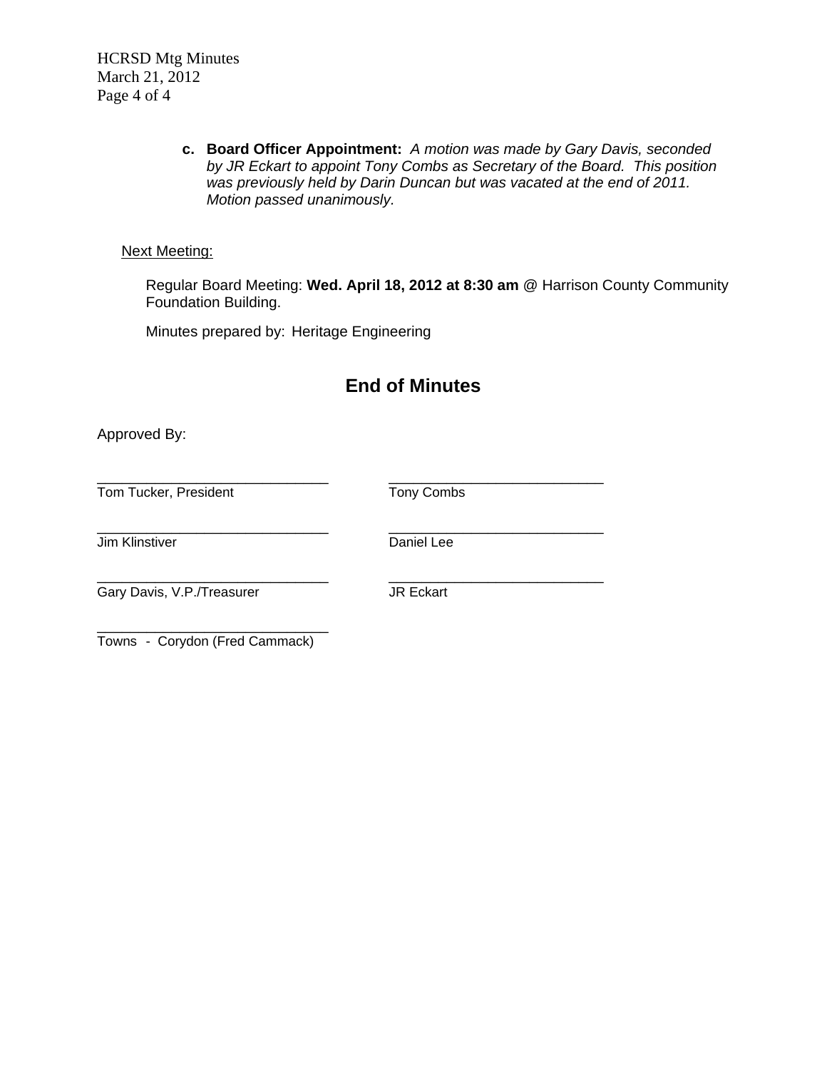c. **Board Officer Appointment:** *A motion was made by Gary Davis, seconded by JR Eckart to appoint Tony Combs as Secretary of the Board. This position was previously held by Darin Duncan but was vacated at the end of 2011. Motion passed unanimously.*

Next Meeting:

Regular Board Meeting: **Wed. April 18, 2012 at 8:30 am** @ Harrison County Community Foundation Building.

Minutes prepared by: Heritage Engineering

## End of Minutes

Approved By:

| | |
|---|---|
| ______________________________ | ______________________________ |
| Tom Tucker, President | Tony Combs |
| ______________________________ | ______________________________ |
| Jim Klinstiver | Daniel Lee |
| ______________________________ | ______________________________ |
| Gary Davis, V.P./Treasurer | JR Eckart |
| ______________________________ | |
| Towns - Corydon (Fred Cammack) | |